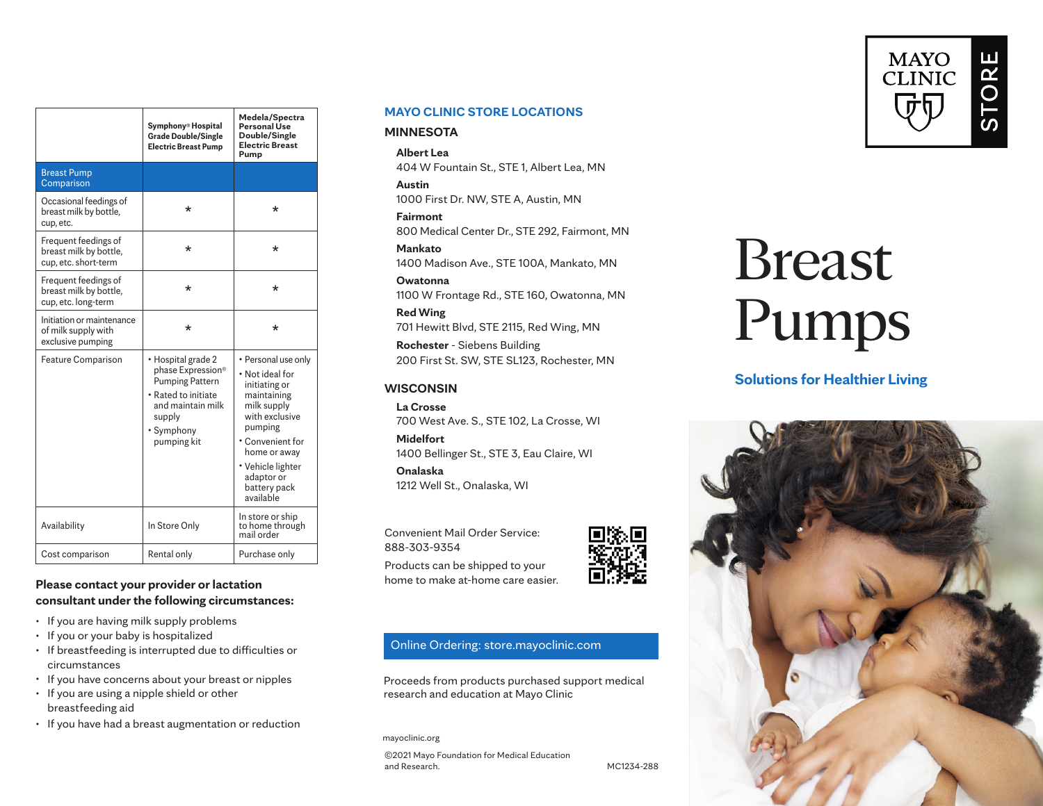# Breast Pumps

**Solutions for Healthier Living**

MAYO CLINIC STORE

| | Symphony® Hospital Grade Double/Single Electric Breast Pump | Medela/Spectra Personal Use Double/Single Electric Breast Pump |
|---|---|---|
| Breast Pump Comparison | | |
| Occasional feedings of breast milk by bottle, cup, etc. | * | * |
| Frequent feedings of breast milk by bottle, cup, etc. short-term | * | * |
| Frequent feedings of breast milk by bottle, cup, etc. long-term | * | * |
| Initiation or maintenance of milk supply with exclusive pumping | * | * |
| Feature Comparison | • Hospital grade 2 phase Expression® Pumping Pattern<br>• Rated to initiate and maintain milk supply<br>• Symphony pumping kit | • Personal use only<br>• Not ideal for initiating or maintaining milk supply with exclusive pumping<br>• Convenient for home or away<br>• Vehicle lighter adaptor or battery pack available |
| Availability | In Store Only | In store or ship to home through mail order |
| Cost comparison | Rental only | Purchase only |

**Please contact your provider or lactation consultant under the following circumstances:**

- If you are having milk supply problems
- If you or your baby is hospitalized
- If breastfeeding is interrupted due to difficulties or circumstances
- If you have concerns about your breast or nipples
- If you are using a nipple shield or other breastfeeding aid
- If you have had a breast augmentation or reduction

## MAYO CLINIC STORE LOCATIONS

### MINNESOTA

**Albert Lea**
404 W Fountain St., STE 1, Albert Lea, MN

**Austin**
1000 First Dr. NW, STE A, Austin, MN

**Fairmont**
800 Medical Center Dr., STE 292, Fairmont, MN

**Mankato**
1400 Madison Ave., STE 100A, Mankato, MN

**Owatonna**
1100 W Frontage Rd., STE 160, Owatonna, MN

**Red Wing**
701 Hewitt Blvd, STE 2115, Red Wing, MN

**Rochester** - Siebens Building
200 First St. SW, STE SL123, Rochester, MN

### WISCONSIN

**La Crosse**
700 West Ave. S., STE 102, La Crosse, WI

**Midelfort**
1400 Bellinger St., STE 3, Eau Claire, WI

**Onalaska**
1212 Well St., Onalaska, WI

Convenient Mail Order Service:
888-303-9354

Products can be shipped to your home to make at-home care easier.

Online Ordering: store.mayoclinic.com

Proceeds from products purchased support medical research and education at Mayo Clinic

mayoclinic.org

©2021 Mayo Foundation for Medical Education and Research.

MC1234-288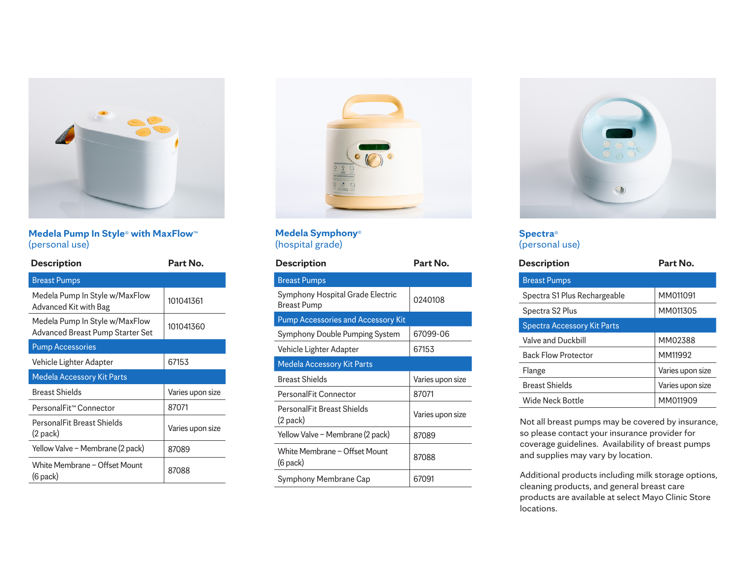### Medela Pump In Style® with MaxFlow™
(personal use)

| Description | Part No. |
|---|---|
| **Breast Pumps** | |
| Medela Pump In Style w/MaxFlow Advanced Kit with Bag | 101041361 |
| Medela Pump In Style w/MaxFlow Advanced Breast Pump Starter Set | 101041360 |
| **Pump Accessories** | |
| Vehicle Lighter Adapter | 67153 |
| **Medela Accessory Kit Parts** | |
| Breast Shields | Varies upon size |
| PersonalFit™ Connector | 87071 |
| PersonalFit Breast Shields (2 pack) | Varies upon size |
| Yellow Valve – Membrane (2 pack) | 87089 |
| White Membrane – Offset Mount (6 pack) | 87088 |

### Medela Symphony®
(hospital grade)

| Description | Part No. |
|---|---|
| **Breast Pumps** | |
| Symphony Hospital Grade Electric Breast Pump | 0240108 |
| **Pump Accessories and Accessory Kit** | |
| Symphony Double Pumping System | 67099-06 |
| Vehicle Lighter Adapter | 67153 |
| **Medela Accessory Kit Parts** | |
| Breast Shields | Varies upon size |
| PersonalFit Connector | 87071 |
| PersonalFit Breast Shields (2 pack) | Varies upon size |
| Yellow Valve – Membrane (2 pack) | 87089 |
| White Membrane – Offset Mount (6 pack) | 87088 |
| Symphony Membrane Cap | 67091 |

### Spectra®
(personal use)

| Description | Part No. |
|---|---|
| **Breast Pumps** | |
| Spectra S1 Plus Rechargeable | MM011091 |
| Spectra S2 Plus | MM011305 |
| **Spectra Accessory Kit Parts** | |
| Valve and Duckbill | MM02388 |
| Back Flow Protector | MM11992 |
| Flange | Varies upon size |
| Breast Shields | Varies upon size |
| Wide Neck Bottle | MM011909 |

Not all breast pumps may be covered by insurance, so please contact your insurance provider for coverage guidelines. Availability of breast pumps and supplies may vary by location.

Additional products including milk storage options, cleaning products, and general breast care products are available at select Mayo Clinic Store locations.